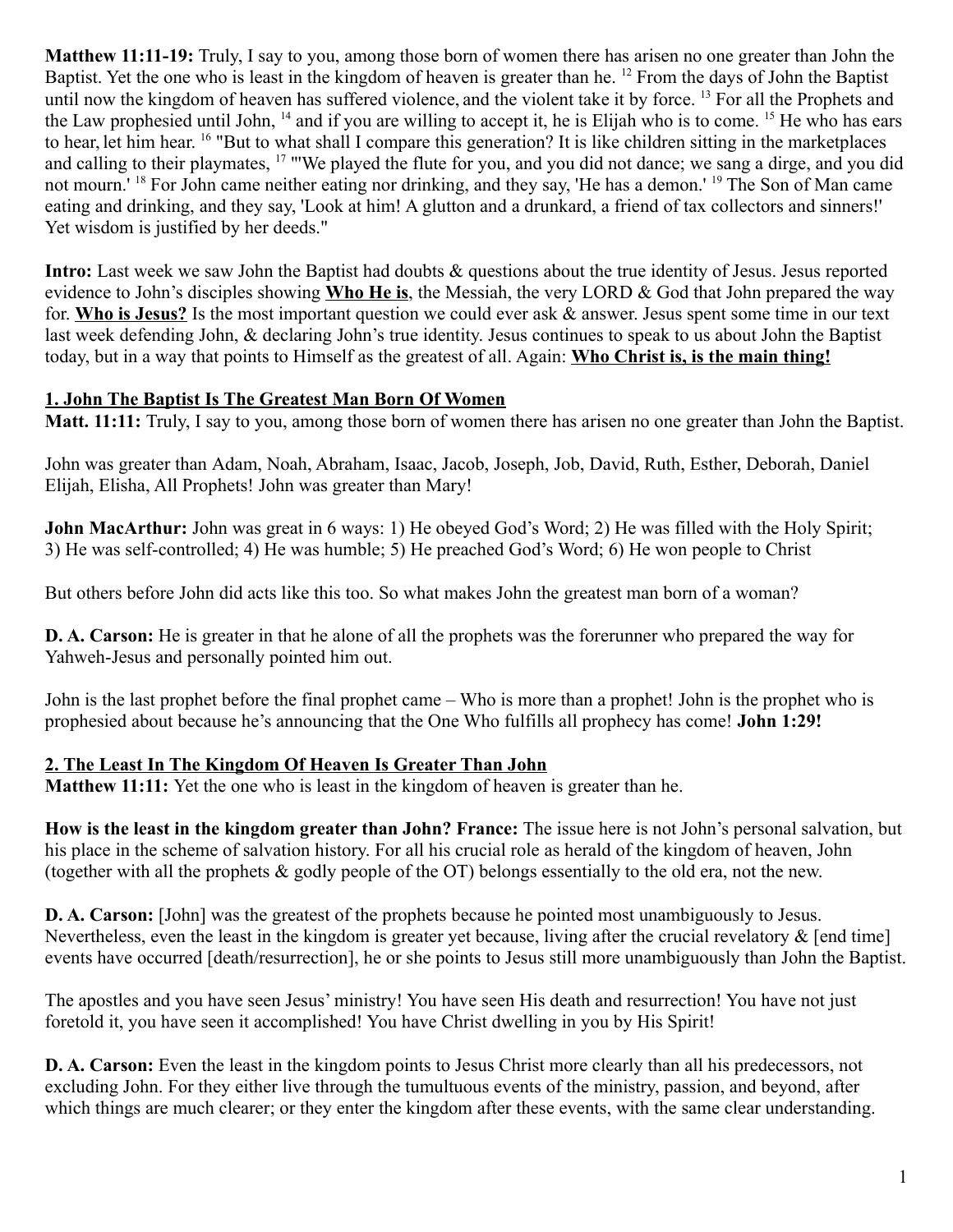**Matthew 11:11-19:** Truly, I say to you, among those born of women there has arisen no one greater than John the Baptist. Yet the one who is least in the kingdom of heaven is greater than he. [12] From the days of John the Baptist until now the kingdom of heaven has suffered violence, and the violent take it by force. [13] For all the Prophets and the Law prophesied until John, [14] and if you are willing to accept it, he is Elijah who is to come. [15] He who has ears to hear, let him hear. [16] "But to what shall I compare this generation? It is like children sitting in the marketplaces and calling to their playmates, [17] "'We played the flute for you, and you did not dance; we sang a dirge, and you did not mourn.' [18] For John came neither eating nor drinking, and they say, 'He has a demon.' [19] The Son of Man came eating and drinking, and they say, 'Look at him! A glutton and a drunkard, a friend of tax collectors and sinners!' Yet wisdom is justified by her deeds."

**Intro:** Last week we saw John the Baptist had doubts & questions about the true identity of Jesus. Jesus reported evidence to John's disciples showing **Who He is**, the Messiah, the very LORD & God that John prepared the way for. **Who is Jesus?** Is the most important question we could ever ask & answer. Jesus spent some time in our text last week defending John, & declaring John's true identity. Jesus continues to speak to us about John the Baptist today, but in a way that points to Himself as the greatest of all. Again: **Who Christ is, is the main thing!**

## 1. John The Baptist Is The Greatest Man Born Of Women

**Matt. 11:11:** Truly, I say to you, among those born of women there has arisen no one greater than John the Baptist.

John was greater than Adam, Noah, Abraham, Isaac, Jacob, Joseph, Job, David, Ruth, Esther, Deborah, Daniel Elijah, Elisha, All Prophets! John was greater than Mary!

**John MacArthur:** John was great in 6 ways: 1) He obeyed God's Word; 2) He was filled with the Holy Spirit; 3) He was self-controlled; 4) He was humble; 5) He preached God's Word; 6) He won people to Christ

But others before John did acts like this too. So what makes John the greatest man born of a woman?

**D. A. Carson:** He is greater in that he alone of all the prophets was the forerunner who prepared the way for Yahweh-Jesus and personally pointed him out.

John is the last prophet before the final prophet came – Who is more than a prophet! John is the prophet who is prophesied about because he's announcing that the One Who fulfills all prophecy has come! **John 1:29!**

## 2. The Least In The Kingdom Of Heaven Is Greater Than John

**Matthew 11:11:** Yet the one who is least in the kingdom of heaven is greater than he.

**How is the least in the kingdom greater than John? France:** The issue here is not John's personal salvation, but his place in the scheme of salvation history. For all his crucial role as herald of the kingdom of heaven, John (together with all the prophets & godly people of the OT) belongs essentially to the old era, not the new.

**D. A. Carson:** [John] was the greatest of the prophets because he pointed most unambiguously to Jesus. Nevertheless, even the least in the kingdom is greater yet because, living after the crucial revelatory & [end time] events have occurred [death/resurrection], he or she points to Jesus still more unambiguously than John the Baptist.

The apostles and you have seen Jesus' ministry! You have seen His death and resurrection! You have not just foretold it, you have seen it accomplished! You have Christ dwelling in you by His Spirit!

**D. A. Carson:** Even the least in the kingdom points to Jesus Christ more clearly than all his predecessors, not excluding John. For they either live through the tumultuous events of the ministry, passion, and beyond, after which things are much clearer; or they enter the kingdom after these events, with the same clear understanding.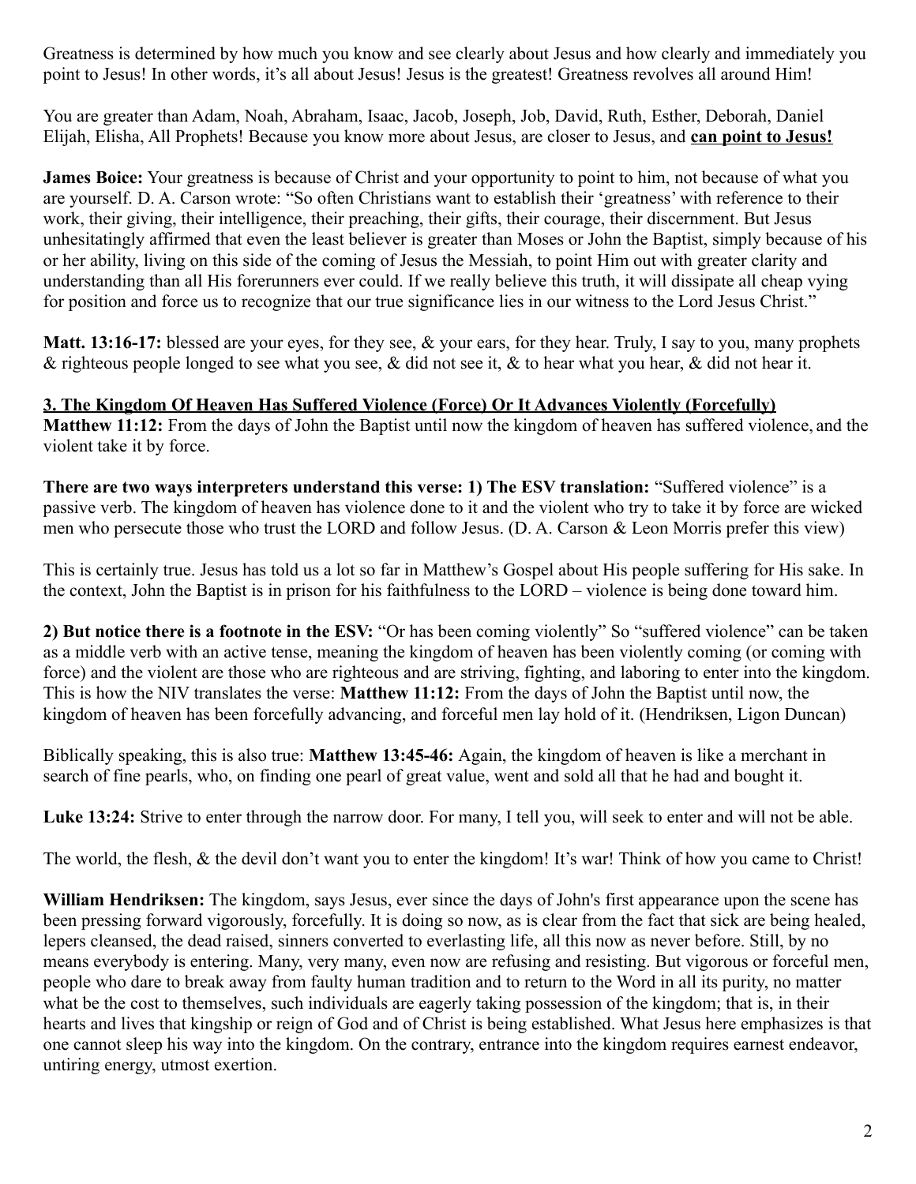Greatness is determined by how much you know and see clearly about Jesus and how clearly and immediately you point to Jesus! In other words, it's all about Jesus! Jesus is the greatest! Greatness revolves all around Him!

You are greater than Adam, Noah, Abraham, Isaac, Jacob, Joseph, Job, David, Ruth, Esther, Deborah, Daniel Elijah, Elisha, All Prophets! Because you know more about Jesus, are closer to Jesus, and **can point to Jesus!**

**James Boice:** Your greatness is because of Christ and your opportunity to point to him, not because of what you are yourself. D. A. Carson wrote: "So often Christians want to establish their 'greatness' with reference to their work, their giving, their intelligence, their preaching, their gifts, their courage, their discernment. But Jesus unhesitatingly affirmed that even the least believer is greater than Moses or John the Baptist, simply because of his or her ability, living on this side of the coming of Jesus the Messiah, to point Him out with greater clarity and understanding than all His forerunners ever could. If we really believe this truth, it will dissipate all cheap vying for position and force us to recognize that our true significance lies in our witness to the Lord Jesus Christ."

**Matt. 13:16-17:** blessed are your eyes, for they see, & your ears, for they hear. Truly, I say to you, many prophets & righteous people longed to see what you see, & did not see it, & to hear what you hear, & did not hear it.

**3. The Kingdom Of Heaven Has Suffered Violence (Force) Or It Advances Violently (Forcefully)**

**Matthew 11:12:** From the days of John the Baptist until now the kingdom of heaven has suffered violence, and the violent take it by force.

**There are two ways interpreters understand this verse: 1) The ESV translation:** "Suffered violence" is a passive verb. The kingdom of heaven has violence done to it and the violent who try to take it by force are wicked men who persecute those who trust the LORD and follow Jesus. (D. A. Carson & Leon Morris prefer this view)

This is certainly true. Jesus has told us a lot so far in Matthew's Gospel about His people suffering for His sake. In the context, John the Baptist is in prison for his faithfulness to the LORD – violence is being done toward him.

**2) But notice there is a footnote in the ESV:** "Or has been coming violently" So "suffered violence" can be taken as a middle verb with an active tense, meaning the kingdom of heaven has been violently coming (or coming with force) and the violent are those who are righteous and are striving, fighting, and laboring to enter into the kingdom. This is how the NIV translates the verse: **Matthew 11:12:** From the days of John the Baptist until now, the kingdom of heaven has been forcefully advancing, and forceful men lay hold of it. (Hendriksen, Ligon Duncan)

Biblically speaking, this is also true: **Matthew 13:45-46:** Again, the kingdom of heaven is like a merchant in search of fine pearls, who, on finding one pearl of great value, went and sold all that he had and bought it.

**Luke 13:24:** Strive to enter through the narrow door. For many, I tell you, will seek to enter and will not be able.

The world, the flesh, & the devil don't want you to enter the kingdom! It's war! Think of how you came to Christ!

**William Hendriksen:** The kingdom, says Jesus, ever since the days of John's first appearance upon the scene has been pressing forward vigorously, forcefully. It is doing so now, as is clear from the fact that sick are being healed, lepers cleansed, the dead raised, sinners converted to everlasting life, all this now as never before. Still, by no means everybody is entering. Many, very many, even now are refusing and resisting. But vigorous or forceful men, people who dare to break away from faulty human tradition and to return to the Word in all its purity, no matter what be the cost to themselves, such individuals are eagerly taking possession of the kingdom; that is, in their hearts and lives that kingship or reign of God and of Christ is being established. What Jesus here emphasizes is that one cannot sleep his way into the kingdom. On the contrary, entrance into the kingdom requires earnest endeavor, untiring energy, utmost exertion.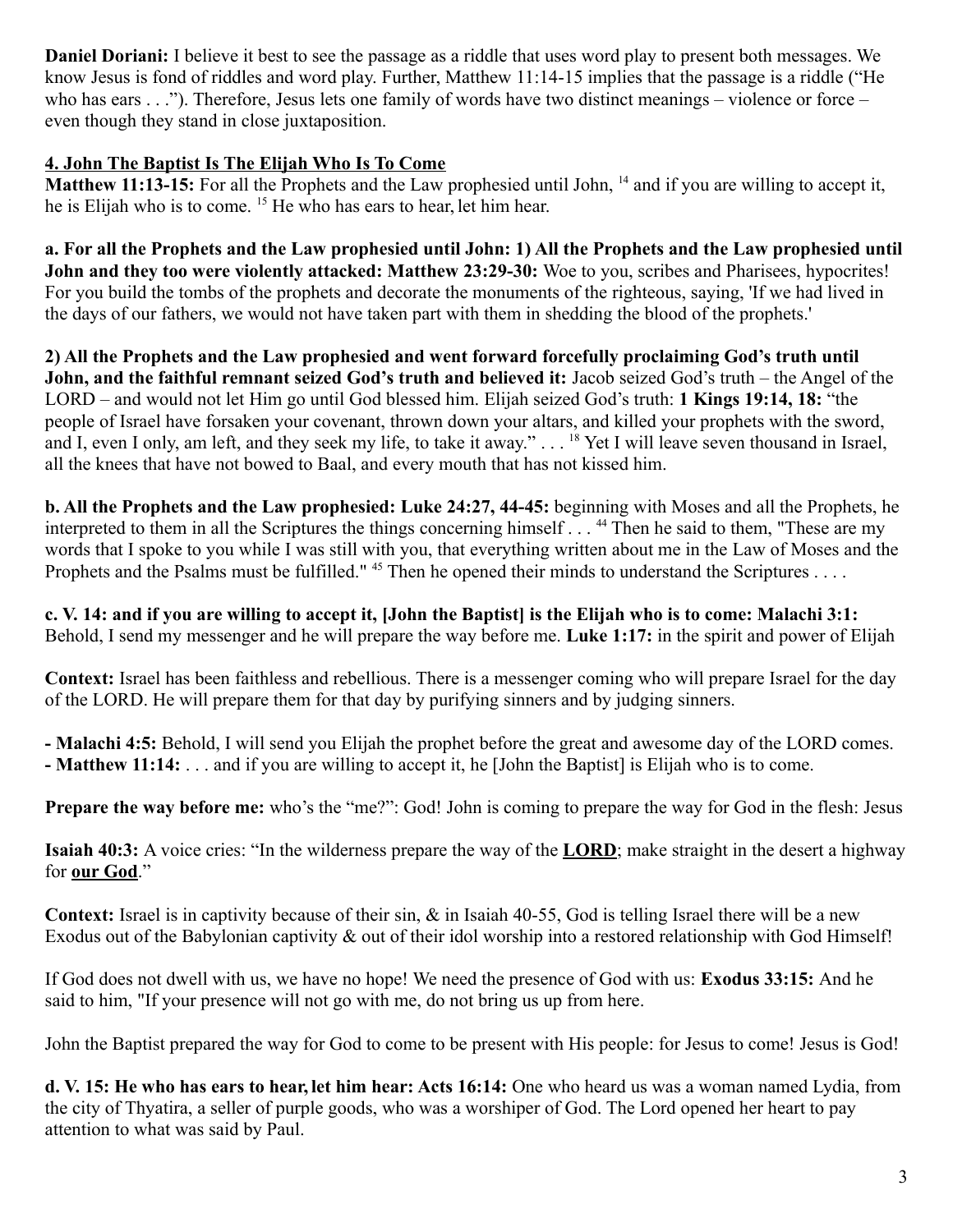**Daniel Doriani:** I believe it best to see the passage as a riddle that uses word play to present both messages. We know Jesus is fond of riddles and word play. Further, Matthew 11:14-15 implies that the passage is a riddle ("He who has ears . . ."). Therefore, Jesus lets one family of words have two distinct meanings – violence or force – even though they stand in close juxtaposition.

**4. John The Baptist Is The Elijah Who Is To Come**

**Matthew 11:13-15:** For all the Prophets and the Law prophesied until John, [14] and if you are willing to accept it, he is Elijah who is to come. [15] He who has ears to hear, let him hear.

**a. For all the Prophets and the Law prophesied until John: 1) All the Prophets and the Law prophesied until John and they too were violently attacked: Matthew 23:29-30:** Woe to you, scribes and Pharisees, hypocrites! For you build the tombs of the prophets and decorate the monuments of the righteous, saying, 'If we had lived in the days of our fathers, we would not have taken part with them in shedding the blood of the prophets.'

**2) All the Prophets and the Law prophesied and went forward forcefully proclaiming God's truth until John, and the faithful remnant seized God's truth and believed it:** Jacob seized God's truth – the Angel of the LORD – and would not let Him go until God blessed him. Elijah seized God's truth: **1 Kings 19:14, 18:** "the people of Israel have forsaken your covenant, thrown down your altars, and killed your prophets with the sword, and I, even I only, am left, and they seek my life, to take it away." . . . [18] Yet I will leave seven thousand in Israel, all the knees that have not bowed to Baal, and every mouth that has not kissed him.

**b. All the Prophets and the Law prophesied: Luke 24:27, 44-45:** beginning with Moses and all the Prophets, he interpreted to them in all the Scriptures the things concerning himself . . . [44] Then he said to them, "These are my words that I spoke to you while I was still with you, that everything written about me in the Law of Moses and the Prophets and the Psalms must be fulfilled." [45] Then he opened their minds to understand the Scriptures . . . .

**c. V. 14: and if you are willing to accept it, [John the Baptist] is the Elijah who is to come: Malachi 3:1:** Behold, I send my messenger and he will prepare the way before me. **Luke 1:17:** in the spirit and power of Elijah

**Context:** Israel has been faithless and rebellious. There is a messenger coming who will prepare Israel for the day of the LORD. He will prepare them for that day by purifying sinners and by judging sinners.

- **Malachi 4:5:** Behold, I will send you Elijah the prophet before the great and awesome day of the LORD comes.
- **Matthew 11:14:** . . . and if you are willing to accept it, he [John the Baptist] is Elijah who is to come.

**Prepare the way before me:** who's the "me?": God! John is coming to prepare the way for God in the flesh: Jesus

**Isaiah 40:3:** A voice cries: "In the wilderness prepare the way of the **<u>LORD</u>**; make straight in the desert a highway for **<u>our God</u>**."

**Context:** Israel is in captivity because of their sin, & in Isaiah 40-55, God is telling Israel there will be a new Exodus out of the Babylonian captivity & out of their idol worship into a restored relationship with God Himself!

If God does not dwell with us, we have no hope! We need the presence of God with us: **Exodus 33:15:** And he said to him, "If your presence will not go with me, do not bring us up from here.

John the Baptist prepared the way for God to come to be present with His people: for Jesus to come! Jesus is God!

**d. V. 15: He who has ears to hear, let him hear: Acts 16:14:** One who heard us was a woman named Lydia, from the city of Thyatira, a seller of purple goods, who was a worshiper of God. The Lord opened her heart to pay attention to what was said by Paul.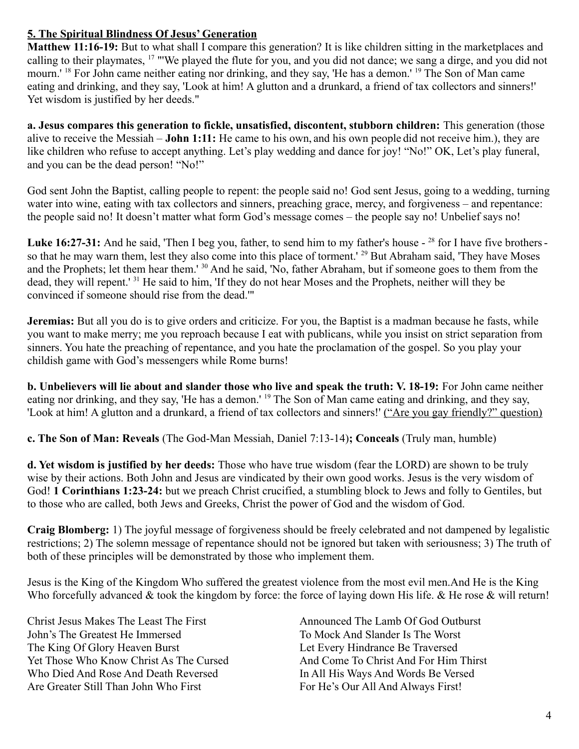**5. The Spiritual Blindness Of Jesus' Generation**

**Matthew 11:16-19:** But to what shall I compare this generation? It is like children sitting in the marketplaces and calling to their playmates, [17] "'We played the flute for you, and you did not dance; we sang a dirge, and you did not mourn.' [18] For John came neither eating nor drinking, and they say, 'He has a demon.' [19] The Son of Man came eating and drinking, and they say, 'Look at him! A glutton and a drunkard, a friend of tax collectors and sinners!' Yet wisdom is justified by her deeds."

**a. Jesus compares this generation to fickle, unsatisfied, discontent, stubborn children:** This generation (those alive to receive the Messiah – **John 1:11:** He came to his own, and his own people did not receive him.), they are like children who refuse to accept anything. Let's play wedding and dance for joy! "No!" OK, Let's play funeral, and you can be the dead person! "No!"

God sent John the Baptist, calling people to repent: the people said no! God sent Jesus, going to a wedding, turning water into wine, eating with tax collectors and sinners, preaching grace, mercy, and forgiveness – and repentance: the people said no! It doesn't matter what form God's message comes – the people say no! Unbelief says no!

**Luke 16:27-31:** And he said, 'Then I beg you, father, to send him to my father's house - [28] for I have five brothers - so that he may warn them, lest they also come into this place of torment.' [29] But Abraham said, 'They have Moses and the Prophets; let them hear them.' [30] And he said, 'No, father Abraham, but if someone goes to them from the dead, they will repent.' [31] He said to him, 'If they do not hear Moses and the Prophets, neither will they be convinced if someone should rise from the dead.'"

**Jeremias:** But all you do is to give orders and criticize. For you, the Baptist is a madman because he fasts, while you want to make merry; me you reproach because I eat with publicans, while you insist on strict separation from sinners. You hate the preaching of repentance, and you hate the proclamation of the gospel. So you play your childish game with God's messengers while Rome burns!

**b. Unbelievers will lie about and slander those who live and speak the truth: V. 18-19:** For John came neither eating nor drinking, and they say, 'He has a demon.' [19] The Son of Man came eating and drinking, and they say, 'Look at him! A glutton and a drunkard, a friend of tax collectors and sinners!' <u>("Are you gay friendly?" question)</u>

**c. The Son of Man: Reveals** (The God-Man Messiah, Daniel 7:13-14)**; Conceals** (Truly man, humble)

**d. Yet wisdom is justified by her deeds:** Those who have true wisdom (fear the LORD) are shown to be truly wise by their actions. Both John and Jesus are vindicated by their own good works. Jesus is the very wisdom of God! **1 Corinthians 1:23-24:** but we preach Christ crucified, a stumbling block to Jews and folly to Gentiles, but to those who are called, both Jews and Greeks, Christ the power of God and the wisdom of God.

**Craig Blomberg:** 1) The joyful message of forgiveness should be freely celebrated and not dampened by legalistic restrictions; 2) The solemn message of repentance should not be ignored but taken with seriousness; 3) The truth of both of these principles will be demonstrated by those who implement them.

Jesus is the King of the Kingdom Who suffered the greatest violence from the most evil men.And He is the King Who forcefully advanced & took the kingdom by force: the force of laying down His life. & He rose & will return!

Christ Jesus Makes The Least The First
John's The Greatest He Immersed
The King Of Glory Heaven Burst
Yet Those Who Know Christ As The Cursed
Who Died And Rose And Death Reversed
Are Greater Still Than John Who First

Announced The Lamb Of God Outburst
To Mock And Slander Is The Worst
Let Every Hindrance Be Traversed
And Come To Christ And For Him Thirst
In All His Ways And Words Be Versed
For He's Our All And Always First!